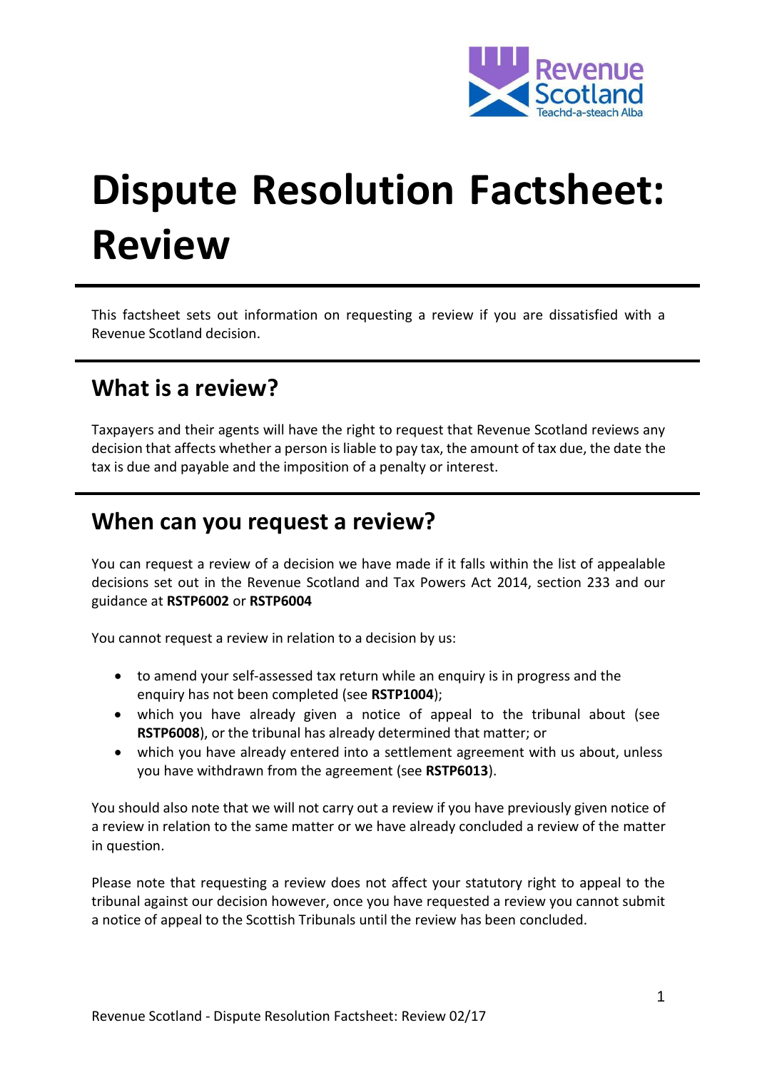# Dispute Resolution Factsheet: Review

This factsheet sets out information on requesting a review if you are dissatisfied with a Revenue Scotland decision.

## What is a review?

Taxpayers and their agents will have the right to request that Revenue Scotland reviews any decision that affects whether a person is liable to pay tax, the amount of tax due, the date the tax is due and payable and the imposition of a penalty or interest.

## When can you request a review?

You can request a review of a decision we have made if it falls within the list of appealable decisions set out in the Revenue Scotland and Tax Powers Act 2014, section 233 and our guidance at **RSTP6002** or **RSTP6004**

You cannot request a review in relation to a decision by us:

- to amend your self-assessed tax return while an enquiry is in progress and the enquiry has not been completed (see **RSTP1004**);
- which you have already given a notice of appeal to the tribunal about (see **RSTP6008**), or the tribunal has already determined that matter; or
- which you have already entered into a settlement agreement with us about, unless you have withdrawn from the agreement (see **RSTP6013**).

You should also note that we will not carry out a review if you have previously given notice of a review in relation to the same matter or we have already concluded a review of the matter in question.

Please note that requesting a review does not affect your statutory right to appeal to the tribunal against our decision however, once you have requested a review you cannot submit a notice of appeal to the Scottish Tribunals until the review has been concluded.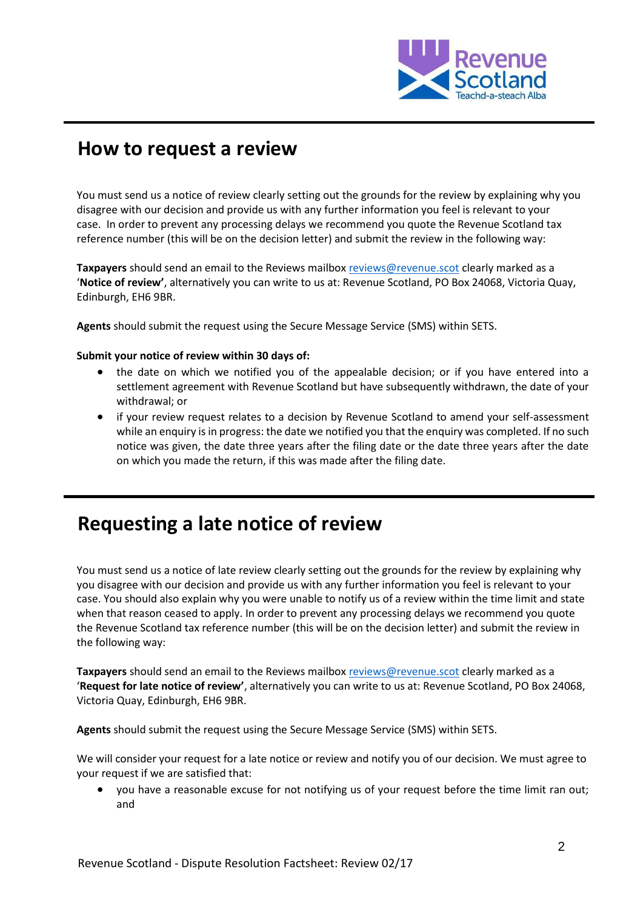## How to request a review

You must send us a notice of review clearly setting out the grounds for the review by explaining why you disagree with our decision and provide us with any further information you feel is relevant to your case. In order to prevent any processing delays we recommend you quote the Revenue Scotland tax reference number (this will be on the decision letter) and submit the review in the following way:

**Taxpayers** should send an email to the Reviews mailbox reviews@revenue.scot clearly marked as a '**Notice of review'**, alternatively you can write to us at: Revenue Scotland, PO Box 24068, Victoria Quay, Edinburgh, EH6 9BR.

**Agents** should submit the request using the Secure Message Service (SMS) within SETS.

**Submit your notice of review within 30 days of:**

- the date on which we notified you of the appealable decision; or if you have entered into a settlement agreement with Revenue Scotland but have subsequently withdrawn, the date of your withdrawal; or
- if your review request relates to a decision by Revenue Scotland to amend your self-assessment while an enquiry is in progress: the date we notified you that the enquiry was completed. If no such notice was given, the date three years after the filing date or the date three years after the date on which you made the return, if this was made after the filing date.

## Requesting a late notice of review

You must send us a notice of late review clearly setting out the grounds for the review by explaining why you disagree with our decision and provide us with any further information you feel is relevant to your case. You should also explain why you were unable to notify us of a review within the time limit and state when that reason ceased to apply. In order to prevent any processing delays we recommend you quote the Revenue Scotland tax reference number (this will be on the decision letter) and submit the review in the following way:

**Taxpayers** should send an email to the Reviews mailbox reviews@revenue.scot clearly marked as a '**Request for late notice of review'**, alternatively you can write to us at: Revenue Scotland, PO Box 24068, Victoria Quay, Edinburgh, EH6 9BR.

**Agents** should submit the request using the Secure Message Service (SMS) within SETS.

We will consider your request for a late notice or review and notify you of our decision. We must agree to your request if we are satisfied that:

- you have a reasonable excuse for not notifying us of your request before the time limit ran out; and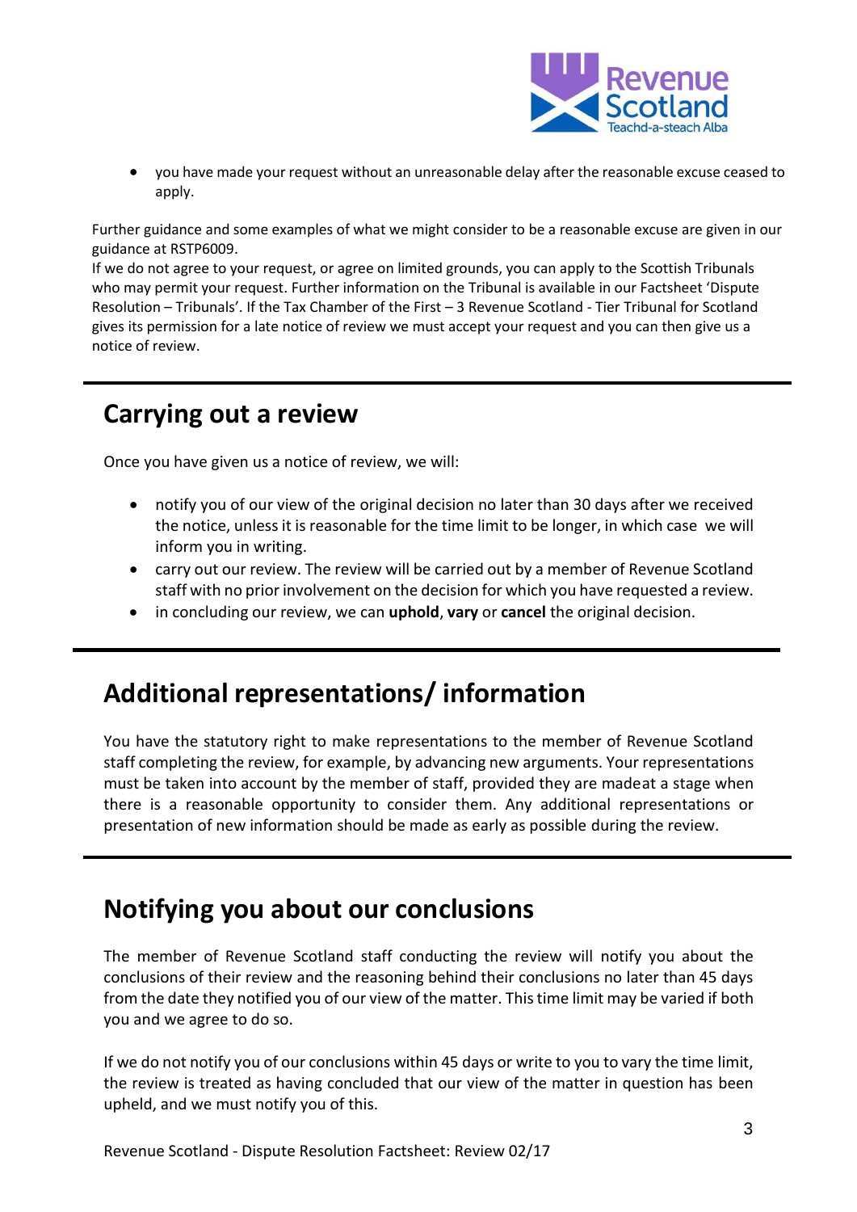- you have made your request without an unreasonable delay after the reasonable excuse ceased to apply.

Further guidance and some examples of what we might consider to be a reasonable excuse are given in our guidance at RSTP6009.
If we do not agree to your request, or agree on limited grounds, you can apply to the Scottish Tribunals who may permit your request. Further information on the Tribunal is available in our Factsheet 'Dispute Resolution – Tribunals'. If the Tax Chamber of the First – 3 Revenue Scotland - Tier Tribunal for Scotland gives its permission for a late notice of review we must accept your request and you can then give us a notice of review.

## Carrying out a review

Once you have given us a notice of review, we will:

- notify you of our view of the original decision no later than 30 days after we received the notice, unless it is reasonable for the time limit to be longer, in which case we will inform you in writing.
- carry out our review. The review will be carried out by a member of Revenue Scotland staff with no prior involvement on the decision for which you have requested a review.
- in concluding our review, we can **uphold**, **vary** or **cancel** the original decision.

## Additional representations/ information

You have the statutory right to make representations to the member of Revenue Scotland staff completing the review, for example, by advancing new arguments. Your representations must be taken into account by the member of staff, provided they are madeat a stage when there is a reasonable opportunity to consider them. Any additional representations or presentation of new information should be made as early as possible during the review.

## Notifying you about our conclusions

The member of Revenue Scotland staff conducting the review will notify you about the conclusions of their review and the reasoning behind their conclusions no later than 45 days from the date they notified you of our view of the matter. This time limit may be varied if both you and we agree to do so.

If we do not notify you of our conclusions within 45 days or write to you to vary the time limit, the review is treated as having concluded that our view of the matter in question has been upheld, and we must notify you of this.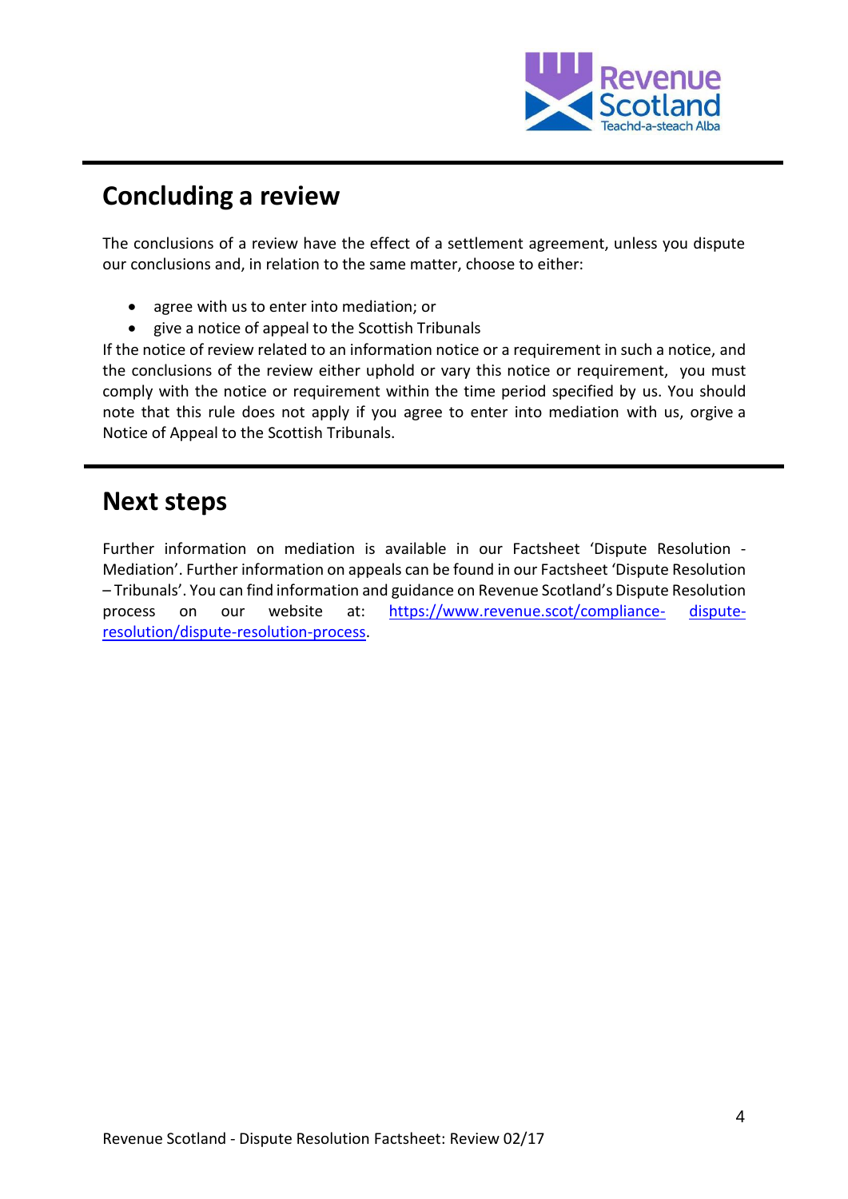## Concluding a review

The conclusions of a review have the effect of a settlement agreement, unless you dispute our conclusions and, in relation to the same matter, choose to either:

- agree with us to enter into mediation; or
- give a notice of appeal to the Scottish Tribunals

If the notice of review related to an information notice or a requirement in such a notice, and the conclusions of the review either uphold or vary this notice or requirement, you must comply with the notice or requirement within the time period specified by us. You should note that this rule does not apply if you agree to enter into mediation with us, orgive a Notice of Appeal to the Scottish Tribunals.

## Next steps

Further information on mediation is available in our Factsheet 'Dispute Resolution - Mediation'. Further information on appeals can be found in our Factsheet 'Dispute Resolution – Tribunals'. You can find information and guidance on Revenue Scotland's Dispute Resolution process on our website at: [https://www.revenue.scot/compliance-dispute-resolution/dispute-resolution-process](https://www.revenue.scot/compliance-dispute-resolution/dispute-resolution-process).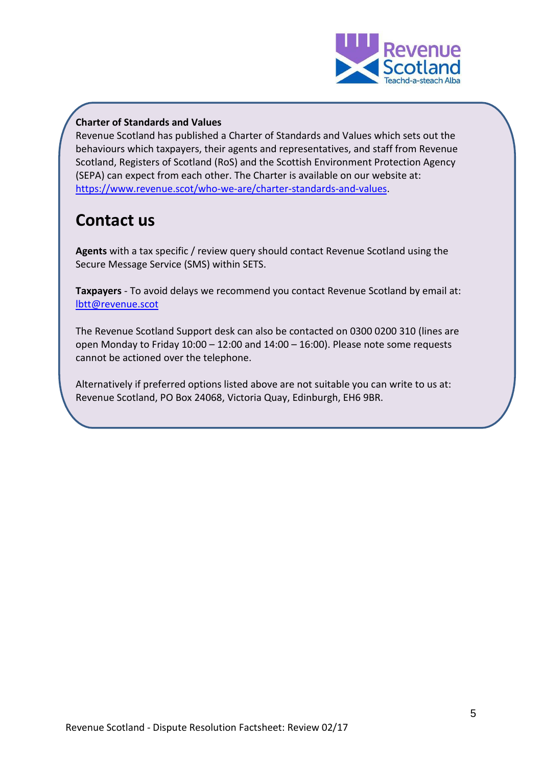**Charter of Standards and Values**

Revenue Scotland has published a Charter of Standards and Values which sets out the behaviours which taxpayers, their agents and representatives, and staff from Revenue Scotland, Registers of Scotland (RoS) and the Scottish Environment Protection Agency (SEPA) can expect from each other. The Charter is available on our website at: https://www.revenue.scot/who-we-are/charter-standards-and-values.

## Contact us

**Agents** with a tax specific / review query should contact Revenue Scotland using the Secure Message Service (SMS) within SETS.

**Taxpayers** - To avoid delays we recommend you contact Revenue Scotland by email at: lbtt@revenue.scot

The Revenue Scotland Support desk can also be contacted on 0300 0200 310 (lines are open Monday to Friday 10:00 – 12:00 and 14:00 – 16:00). Please note some requests cannot be actioned over the telephone.

Alternatively if preferred options listed above are not suitable you can write to us at: Revenue Scotland, PO Box 24068, Victoria Quay, Edinburgh, EH6 9BR.